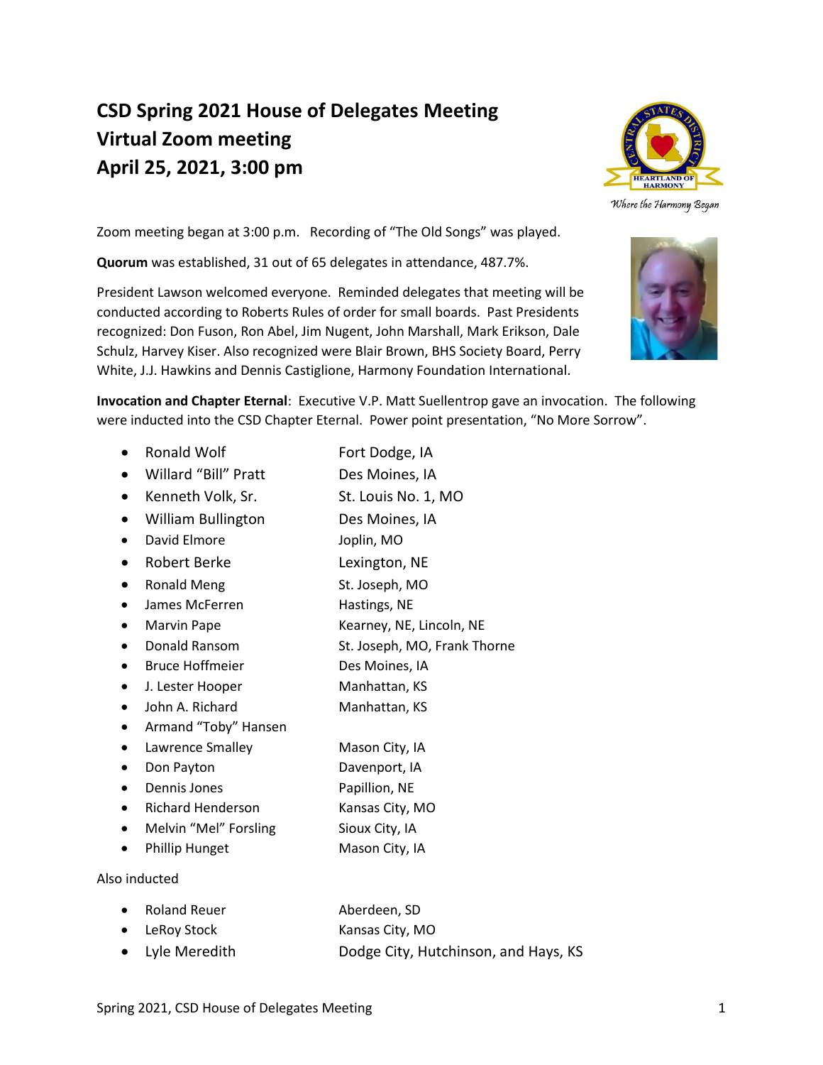# CSD Spring 2021 House of Delegates Meeting
# Virtual Zoom meeting
# April 25, 2021, 3:00 pm

Zoom meeting began at 3:00 p.m. Recording of "The Old Songs" was played.

**Quorum** was established, 31 out of 65 delegates in attendance, 487.7%.

President Lawson welcomed everyone. Reminded delegates that meeting will be conducted according to Roberts Rules of order for small boards. Past Presidents recognized: Don Fuson, Ron Abel, Jim Nugent, John Marshall, Mark Erikson, Dale Schulz, Harvey Kiser. Also recognized were Blair Brown, BHS Society Board, Perry White, J.J. Hawkins and Dennis Castiglione, Harmony Foundation International.

**Invocation and Chapter Eternal**: Executive V.P. Matt Suellentrop gave an invocation. The following were inducted into the CSD Chapter Eternal. Power point presentation, "No More Sorrow".

- Ronald Wolf — Fort Dodge, IA
- Willard "Bill" Pratt — Des Moines, IA
- Kenneth Volk, Sr. — St. Louis No. 1, MO
- William Bullington — Des Moines, IA
- David Elmore — Joplin, MO
- Robert Berke — Lexington, NE
- Ronald Meng — St. Joseph, MO
- James McFerren — Hastings, NE
- Marvin Pape — Kearney, NE, Lincoln, NE
- Donald Ransom — St. Joseph, MO, Frank Thorne
- Bruce Hoffmeier — Des Moines, IA
- J. Lester Hooper — Manhattan, KS
- John A. Richard — Manhattan, KS
- Armand "Toby" Hansen
- Lawrence Smalley — Mason City, IA
- Don Payton — Davenport, IA
- Dennis Jones — Papillion, NE
- Richard Henderson — Kansas City, MO
- Melvin "Mel" Forsling — Sioux City, IA
- Phillip Hunget — Mason City, IA

Also inducted

- Roland Reuer — Aberdeen, SD
- LeRoy Stock — Kansas City, MO
- Lyle Meredith — Dodge City, Hutchinson, and Hays, KS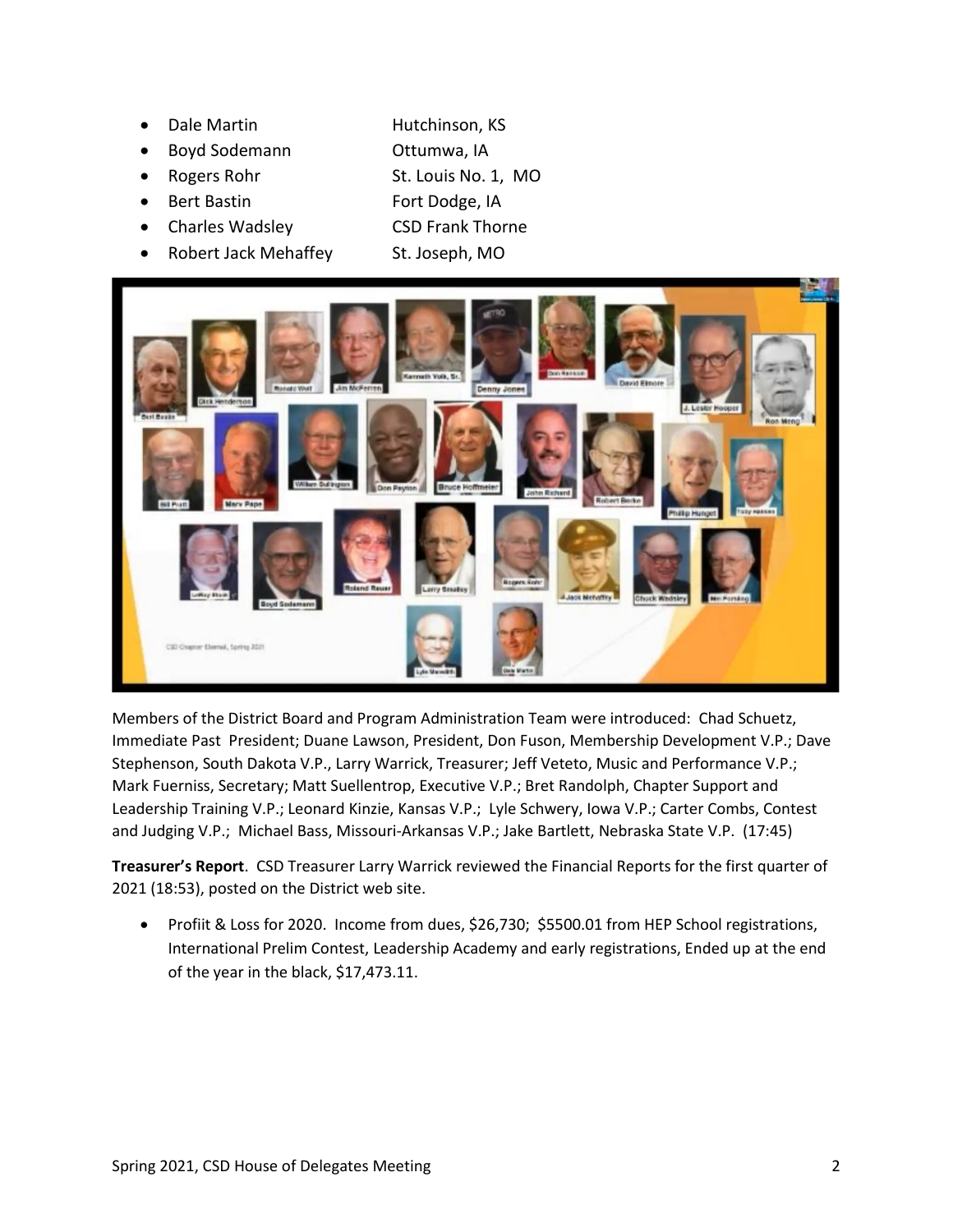- Dale Martin Hutchinson, KS
- Boyd Sodemann Ottumwa, IA
- Rogers Rohr St. Louis No. 1, MO
- Bert Bastin Fort Dodge, IA
- Charles Wadsley CSD Frank Thorne
- Robert Jack Mehaffey St. Joseph, MO

Members of the District Board and Program Administration Team were introduced: Chad Schuetz, Immediate Past President; Duane Lawson, President, Don Fuson, Membership Development V.P.; Dave Stephenson, South Dakota V.P., Larry Warrick, Treasurer; Jeff Veteto, Music and Performance V.P.; Mark Fuerniss, Secretary; Matt Suellentrop, Executive V.P.; Bret Randolph, Chapter Support and Leadership Training V.P.; Leonard Kinzie, Kansas V.P.; Lyle Schwery, Iowa V.P.; Carter Combs, Contest and Judging V.P.; Michael Bass, Missouri-Arkansas V.P.; Jake Bartlett, Nebraska State V.P. (17:45)

**Treasurer's Report**. CSD Treasurer Larry Warrick reviewed the Financial Reports for the first quarter of 2021 (18:53), posted on the District web site.

- Profiit & Loss for 2020. Income from dues, $26,730; $5500.01 from HEP School registrations, International Prelim Contest, Leadership Academy and early registrations, Ended up at the end of the year in the black, $17,473.11.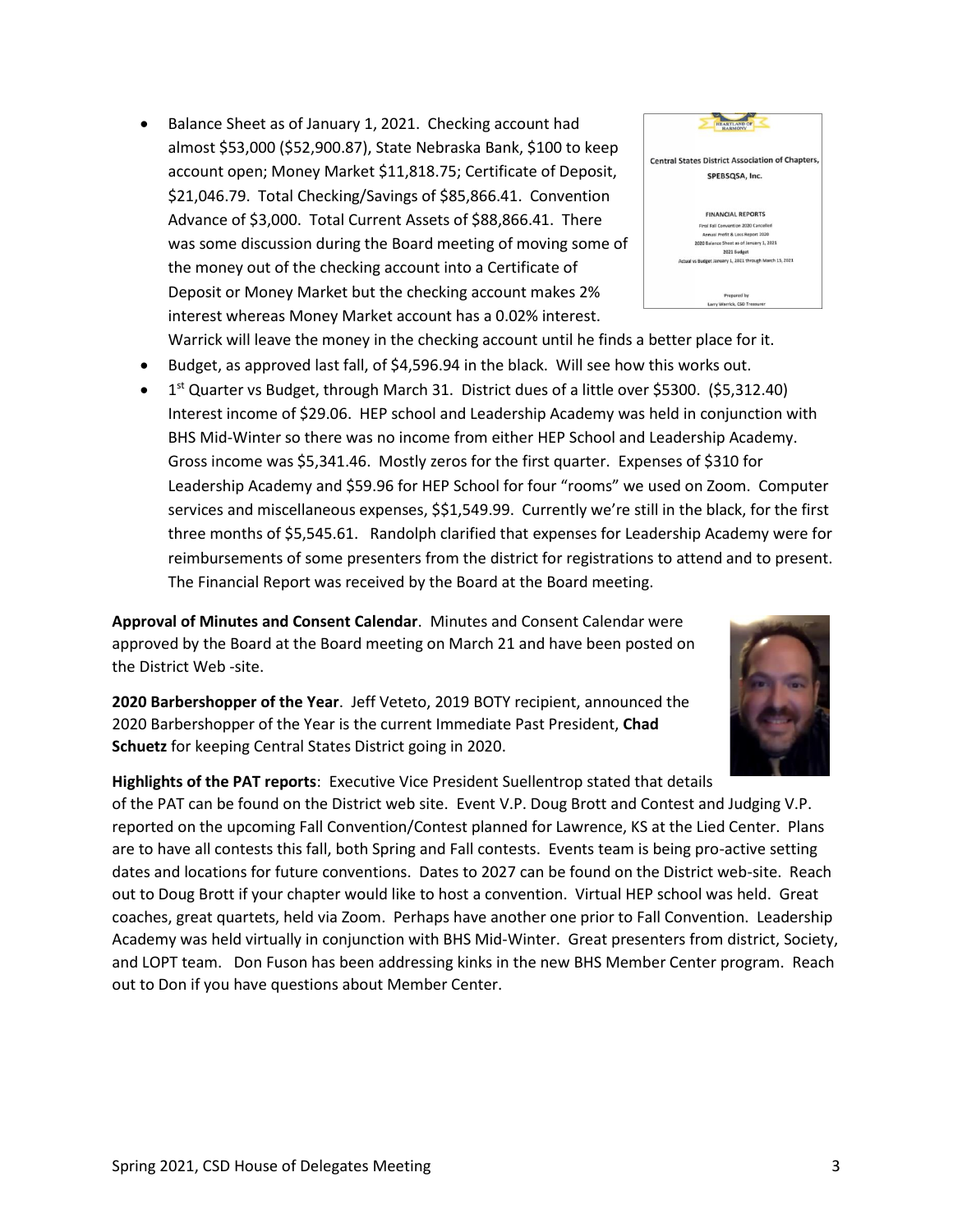- Balance Sheet as of January 1, 2021. Checking account had almost $53,000 ($52,900.87), State Nebraska Bank, $100 to keep account open; Money Market $11,818.75; Certificate of Deposit, $21,046.79. Total Checking/Savings of $85,866.41. Convention Advance of $3,000. Total Current Assets of $88,866.41. There was some discussion during the Board meeting of moving some of the money out of the checking account into a Certificate of Deposit or Money Market but the checking account makes 2% interest whereas Money Market account has a 0.02% interest. Warrick will leave the money in the checking account until he finds a better place for it.
- Budget, as approved last fall, of $4,596.94 in the black. Will see how this works out.
- 1st Quarter vs Budget, through March 31. District dues of a little over $5300. ($5,312.40) Interest income of $29.06. HEP school and Leadership Academy was held in conjunction with BHS Mid-Winter so there was no income from either HEP School and Leadership Academy. Gross income was $5,341.46. Mostly zeros for the first quarter. Expenses of $310 for Leadership Academy and $59.96 for HEP School for four "rooms" we used on Zoom. Computer services and miscellaneous expenses, $$1,549.99. Currently we're still in the black, for the first three months of $5,545.61. Randolph clarified that expenses for Leadership Academy were for reimbursements of some presenters from the district for registrations to attend and to present. The Financial Report was received by the Board at the Board meeting.

**Approval of Minutes and Consent Calendar**. Minutes and Consent Calendar were approved by the Board at the Board meeting on March 21 and have been posted on the District Web -site.

**2020 Barbershopper of the Year**. Jeff Veteto, 2019 BOTY recipient, announced the 2020 Barbershopper of the Year is the current Immediate Past President, **Chad Schuetz** for keeping Central States District going in 2020.

**Highlights of the PAT reports**: Executive Vice President Suellentrop stated that details of the PAT can be found on the District web site. Event V.P. Doug Brott and Contest and Judging V.P. reported on the upcoming Fall Convention/Contest planned for Lawrence, KS at the Lied Center. Plans are to have all contests this fall, both Spring and Fall contests. Events team is being pro-active setting dates and locations for future conventions. Dates to 2027 can be found on the District web-site. Reach out to Doug Brott if your chapter would like to host a convention. Virtual HEP school was held. Great coaches, great quartets, held via Zoom. Perhaps have another one prior to Fall Convention. Leadership Academy was held virtually in conjunction with BHS Mid-Winter. Great presenters from district, Society, and LOPT team. Don Fuson has been addressing kinks in the new BHS Member Center program. Reach out to Don if you have questions about Member Center.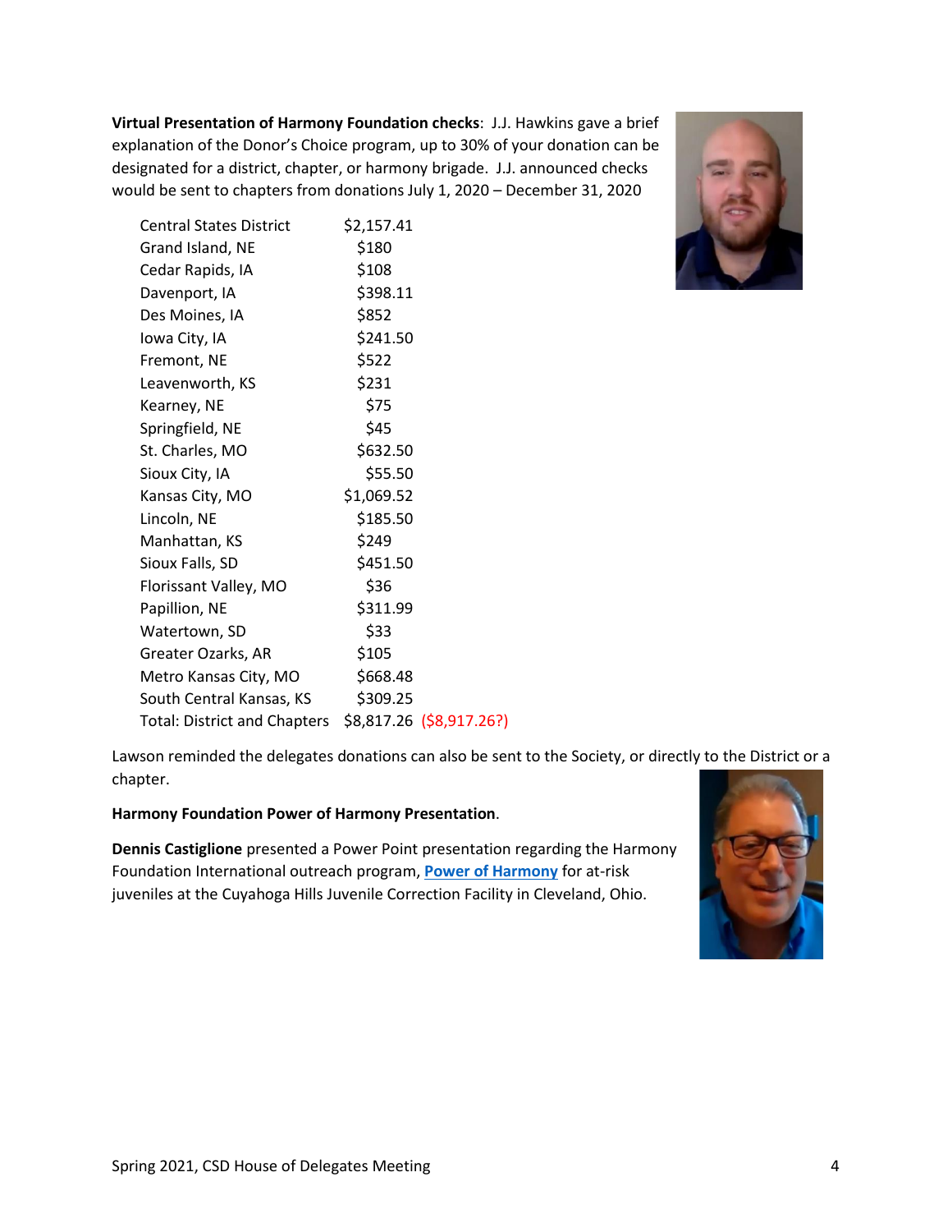**Virtual Presentation of Harmony Foundation checks**: J.J. Hawkins gave a brief explanation of the Donor's Choice program, up to 30% of your donation can be designated for a district, chapter, or harmony brigade. J.J. announced checks would be sent to chapters from donations July 1, 2020 – December 31, 2020

| | |
|---|---|
| Central States District | $2,157.41 |
| Grand Island, NE | $180 |
| Cedar Rapids, IA | $108 |
| Davenport, IA | $398.11 |
| Des Moines, IA | $852 |
| Iowa City, IA | $241.50 |
| Fremont, NE | $522 |
| Leavenworth, KS | $231 |
| Kearney, NE | $75 |
| Springfield, NE | $45 |
| St. Charles, MO | $632.50 |
| Sioux City, IA | $55.50 |
| Kansas City, MO | $1,069.52 |
| Lincoln, NE | $185.50 |
| Manhattan, KS | $249 |
| Sioux Falls, SD | $451.50 |
| Florissant Valley, MO | $36 |
| Papillion, NE | $311.99 |
| Watertown, SD | $33 |
| Greater Ozarks, AR | $105 |
| Metro Kansas City, MO | $668.48 |
| South Central Kansas, KS | $309.25 |
| Total: District and Chapters | $8,817.26 ($8,917.26?) |

Lawson reminded the delegates donations can also be sent to the Society, or directly to the District or a chapter.

**Harmony Foundation Power of Harmony Presentation**.

**Dennis Castiglione** presented a Power Point presentation regarding the Harmony Foundation International outreach program, Power of Harmony for at-risk juveniles at the Cuyahoga Hills Juvenile Correction Facility in Cleveland, Ohio.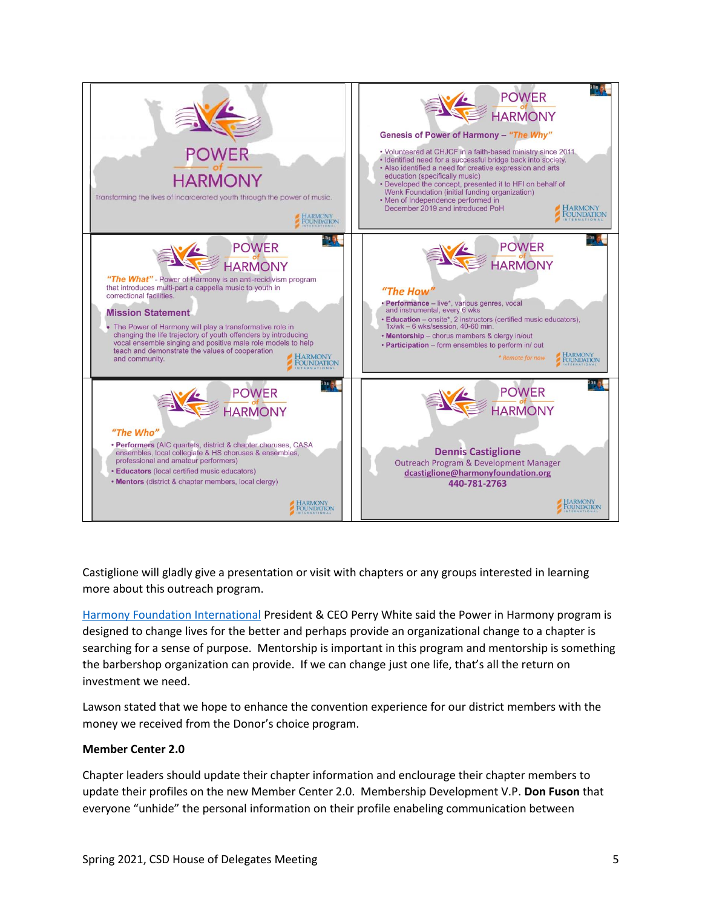# POWER of HARMONY

Transforming the lives of incarcerated youth through the power of music.

HARMONY FOUNDATION INTERNATIONAL

---

## POWER of HARMONY

**Genesis of Power of Harmony – *"The Why"***

- Volunteered at CHJCF in a faith-based ministry since 2011
- Identified need for a successful bridge back into society.
- Also identified a need for creative expression and arts education (specifically music)
- Developed the concept, presented it to HFI on behalf of Wenk Foundation (initial funding organization)
- Men of Independence performed in December 2019 and introduced PoH

---

## POWER of HARMONY

***"The What"*** - Power of Harmony is an anti-recidivism program that introduces multi-part a cappella music to youth in correctional facilities.

**Mission Statement**

- The Power of Harmony will play a transformative role in changing the life trajectory of youth offenders by introducing vocal ensemble singing and positive male role models to help teach and demonstrate the values of cooperation and community.

---

## POWER of HARMONY

***"The How"***

- **Performance** – live*, various genres, vocal and instrumental, every 6 wks
- **Education** – onsite*, 2 instructors (certified music educators), 1x/wk – 6 wks/session, 40-60 min.
- **Mentorship** – chorus members & clergy in/out
- **Participation** – form ensembles to perform in/ out

* Remote for now

---

## POWER of HARMONY

***"The Who"***

- **Performers** (AIC quartets, district & chapter choruses, CASA ensembles, local collegiate & HS choruses & ensembles, professional and amateur performers)
- **Educators** (local certified music educators)
- **Mentors** (district & chapter members, local clergy)

---

## POWER of HARMONY

**Dennis Castiglione**
Outreach Program & Development Manager
dcastiglione@harmonyfoundation.org
**440-781-2763**

---

Castiglione will gladly give a presentation or visit with chapters or any groups interested in learning more about this outreach program.

Harmony Foundation International President & CEO Perry White said the Power in Harmony program is designed to change lives for the better and perhaps provide an organizational change to a chapter is searching for a sense of purpose. Mentorship is important in this program and mentorship is something the barbershop organization can provide. If we can change just one life, that's all the return on investment we need.

Lawson stated that we hope to enhance the convention experience for our district members with the money we received from the Donor's choice program.

**Member Center 2.0**

Chapter leaders should update their chapter information and enclourage their chapter members to update their profiles on the new Member Center 2.0. Membership Development V.P. **Don Fuson** that everyone "unhide" the personal information on their profile enabeling communication between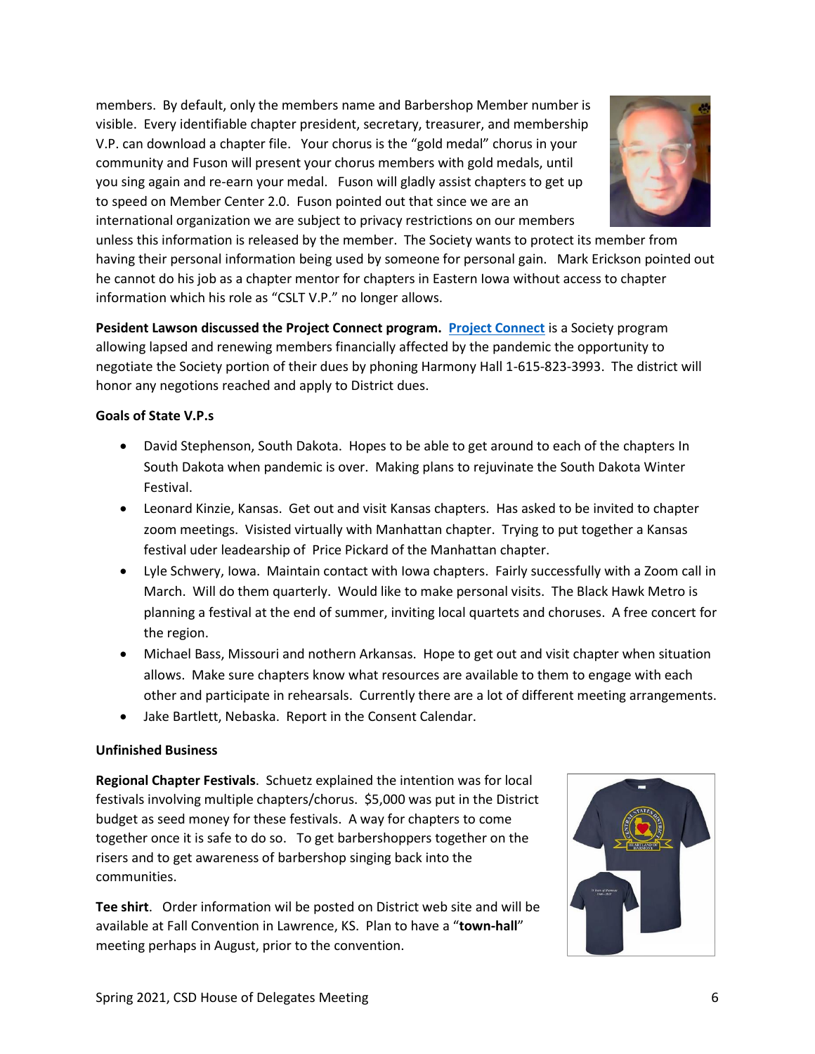members. By default, only the members name and Barbershop Member number is visible. Every identifiable chapter president, secretary, treasurer, and membership V.P. can download a chapter file. Your chorus is the "gold medal" chorus in your community and Fuson will present your chorus members with gold medals, until you sing again and re-earn your medal. Fuson will gladly assist chapters to get up to speed on Member Center 2.0. Fuson pointed out that since we are an international organization we are subject to privacy restrictions on our members unless this information is released by the member. The Society wants to protect its member from having their personal information being used by someone for personal gain. Mark Erickson pointed out he cannot do his job as a chapter mentor for chapters in Eastern Iowa without access to chapter information which his role as "CSLT V.P." no longer allows.

**Pesident Lawson discussed the Project Connect program.** Project Connect is a Society program allowing lapsed and renewing members financially affected by the pandemic the opportunity to negotiate the Society portion of their dues by phoning Harmony Hall 1-615-823-3993. The district will honor any negotions reached and apply to District dues.

**Goals of State V.P.s**

- David Stephenson, South Dakota. Hopes to be able to get around to each of the chapters In South Dakota when pandemic is over. Making plans to rejuvinate the South Dakota Winter Festival.
- Leonard Kinzie, Kansas. Get out and visit Kansas chapters. Has asked to be invited to chapter zoom meetings. Visisted virtually with Manhattan chapter. Trying to put together a Kansas festival uder leadearship of Price Pickard of the Manhattan chapter.
- Lyle Schwery, Iowa. Maintain contact with Iowa chapters. Fairly successfully with a Zoom call in March. Will do them quarterly. Would like to make personal visits. The Black Hawk Metro is planning a festival at the end of summer, inviting local quartets and choruses. A free concert for the region.
- Michael Bass, Missouri and nothern Arkansas. Hope to get out and visit chapter when situation allows. Make sure chapters know what resources are available to them to engage with each other and participate in rehearsals. Currently there are a lot of different meeting arrangements.
- Jake Bartlett, Nebaska. Report in the Consent Calendar.

**Unfinished Business**

**Regional Chapter Festivals**. Schuetz explained the intention was for local festivals involving multiple chapters/chorus. $5,000 was put in the District budget as seed money for these festivals. A way for chapters to come together once it is safe to do so. To get barbershoppers together on the risers and to get awareness of barbershop singing back into the communities.

**Tee shirt**. Order information wil be posted on District web site and will be available at Fall Convention in Lawrence, KS. Plan to have a "**town-hall**" meeting perhaps in August, prior to the convention.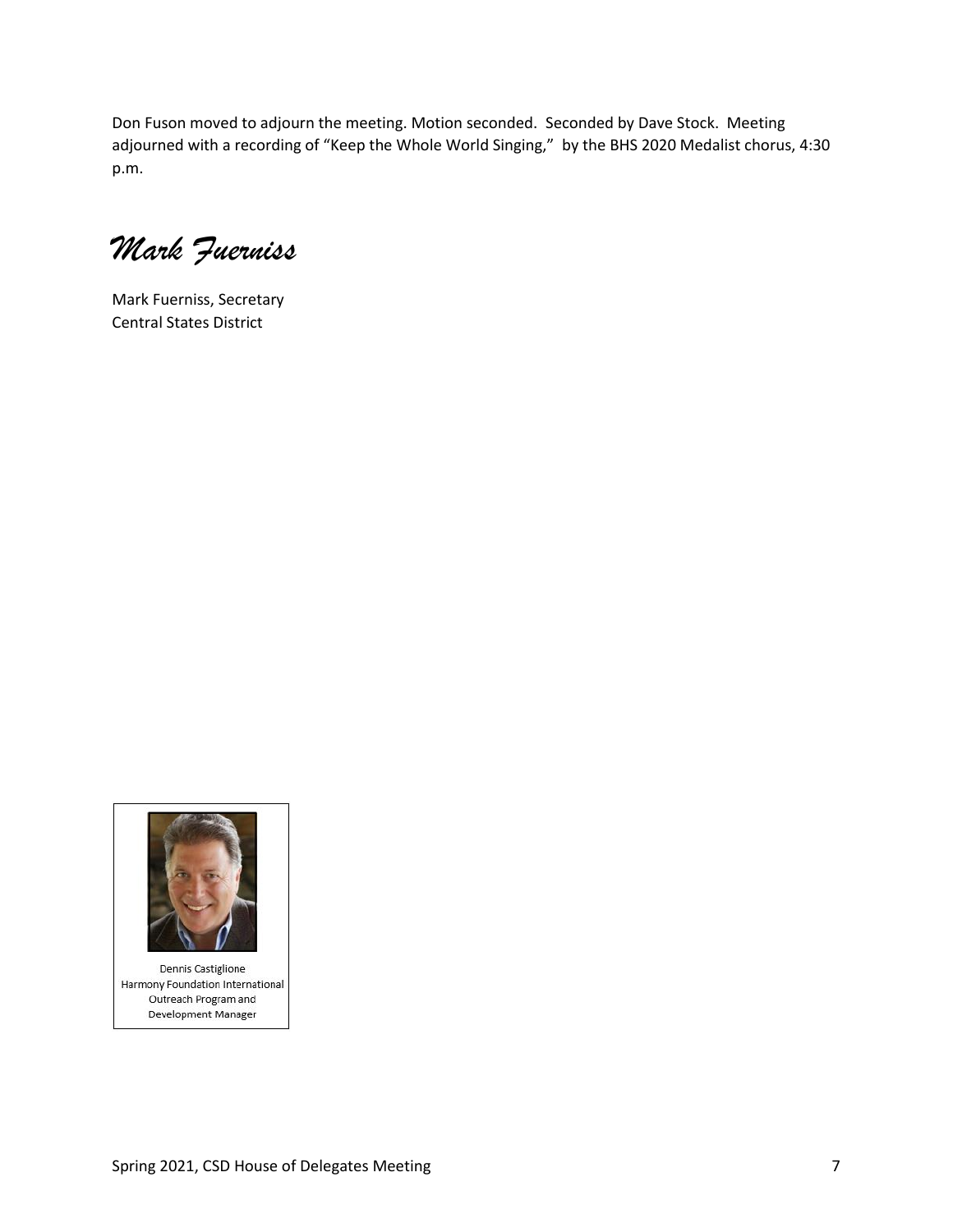Don Fuson moved to adjourn the meeting. Motion seconded. Seconded by Dave Stock. Meeting adjourned with a recording of "Keep the Whole World Singing," by the BHS 2020 Medalist chorus, 4:30 p.m.

*Mark Fuerniss*

Mark Fuerniss, Secretary
Central States District

Dennis Castiglione
Harmony Foundation International
Outreach Program and
Development Manager